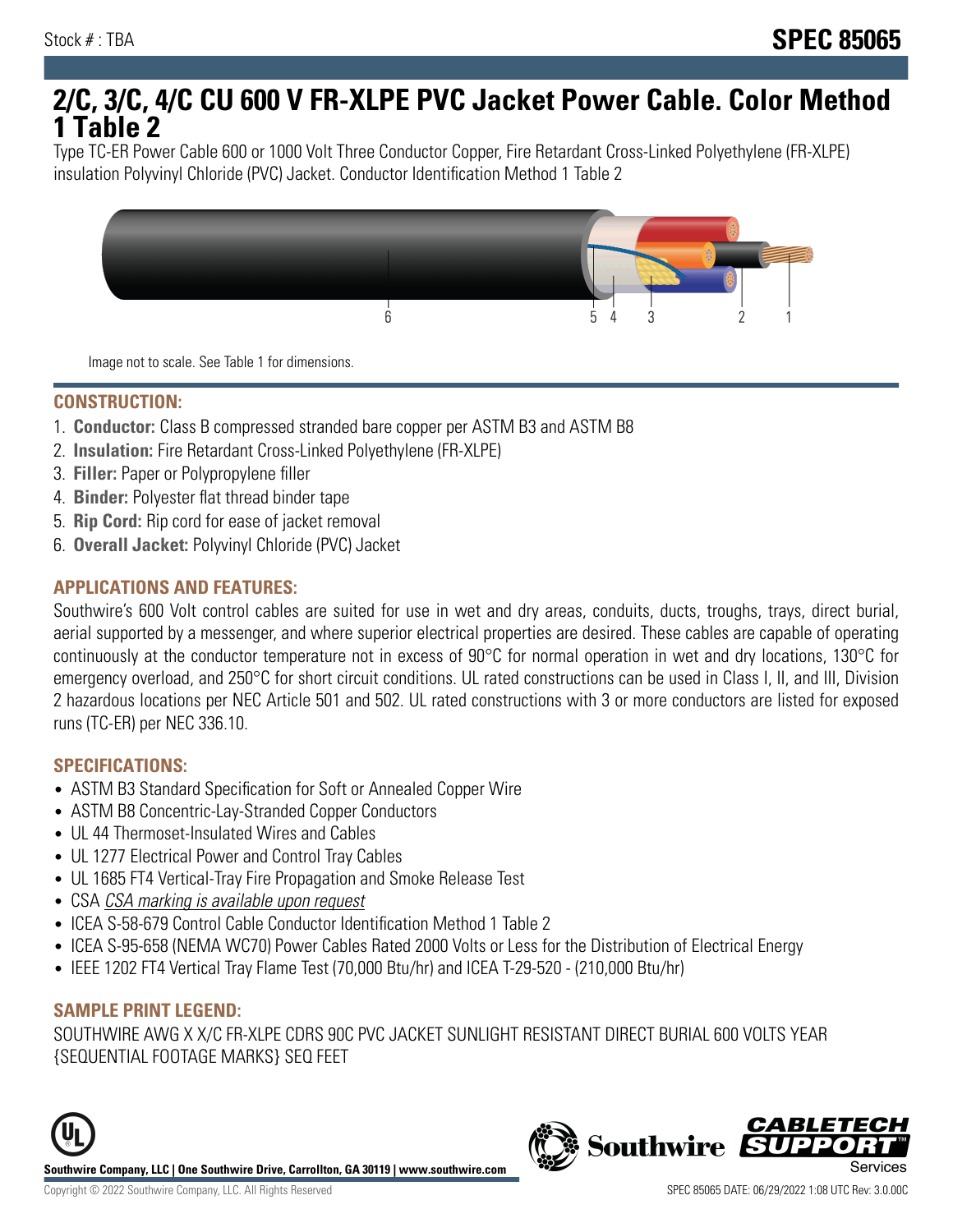Stock # : TBA

# SPEC 85065

# 2/C, 3/C, 4/C CU 600 V FR-XLPE PVC Jacket Power Cable. Color Method 1 Table 2

Type TC-ER Power Cable 600 or 1000 Volt Three Conductor Copper, Fire Retardant Cross-Linked Polyethylene (FR-XLPE) insulation Polyvinyl Chloride (PVC) Jacket. Conductor Identification Method 1 Table 2

Image not to scale. See Table 1 for dimensions.

## CONSTRUCTION:

1. **Conductor:** Class B compressed stranded bare copper per ASTM B3 and ASTM B8
2. **Insulation:** Fire Retardant Cross-Linked Polyethylene (FR-XLPE)
3. **Filler:** Paper or Polypropylene filler
4. **Binder:** Polyester flat thread binder tape
5. **Rip Cord:** Rip cord for ease of jacket removal
6. **Overall Jacket:** Polyvinyl Chloride (PVC) Jacket

## APPLICATIONS AND FEATURES:

Southwire's 600 Volt control cables are suited for use in wet and dry areas, conduits, ducts, troughs, trays, direct burial, aerial supported by a messenger, and where superior electrical properties are desired. These cables are capable of operating continuously at the conductor temperature not in excess of 90°C for normal operation in wet and dry locations, 130°C for emergency overload, and 250°C for short circuit conditions. UL rated constructions can be used in Class I, II, and III, Division 2 hazardous locations per NEC Article 501 and 502. UL rated constructions with 3 or more conductors are listed for exposed runs (TC-ER) per NEC 336.10.

## SPECIFICATIONS:

- ASTM B3 Standard Specification for Soft or Annealed Copper Wire
- ASTM B8 Concentric-Lay-Stranded Copper Conductors
- UL 44 Thermoset-Insulated Wires and Cables
- UL 1277 Electrical Power and Control Tray Cables
- UL 1685 FT4 Vertical-Tray Fire Propagation and Smoke Release Test
- CSA *CSA marking is available upon request*
- ICEA S-58-679 Control Cable Conductor Identification Method 1 Table 2
- ICEA S-95-658 (NEMA WC70) Power Cables Rated 2000 Volts or Less for the Distribution of Electrical Energy
- IEEE 1202 FT4 Vertical Tray Flame Test (70,000 Btu/hr) and ICEA T-29-520 - (210,000 Btu/hr)

## SAMPLE PRINT LEGEND:

SOUTHWIRE AWG X X/C FR-XLPE CDRS 90C PVC JACKET SUNLIGHT RESISTANT DIRECT BURIAL 600 VOLTS YEAR {SEQUENTIAL FOOTAGE MARKS} SEQ FEET

**Southwire Company, LLC | One Southwire Drive, Carrollton, GA 30119 | www.southwire.com**

Copyright © 2022 Southwire Company, LLC. All Rights Reserved

SPEC 85065 DATE: 06/29/2022 1:08 UTC Rev: 3.0.00C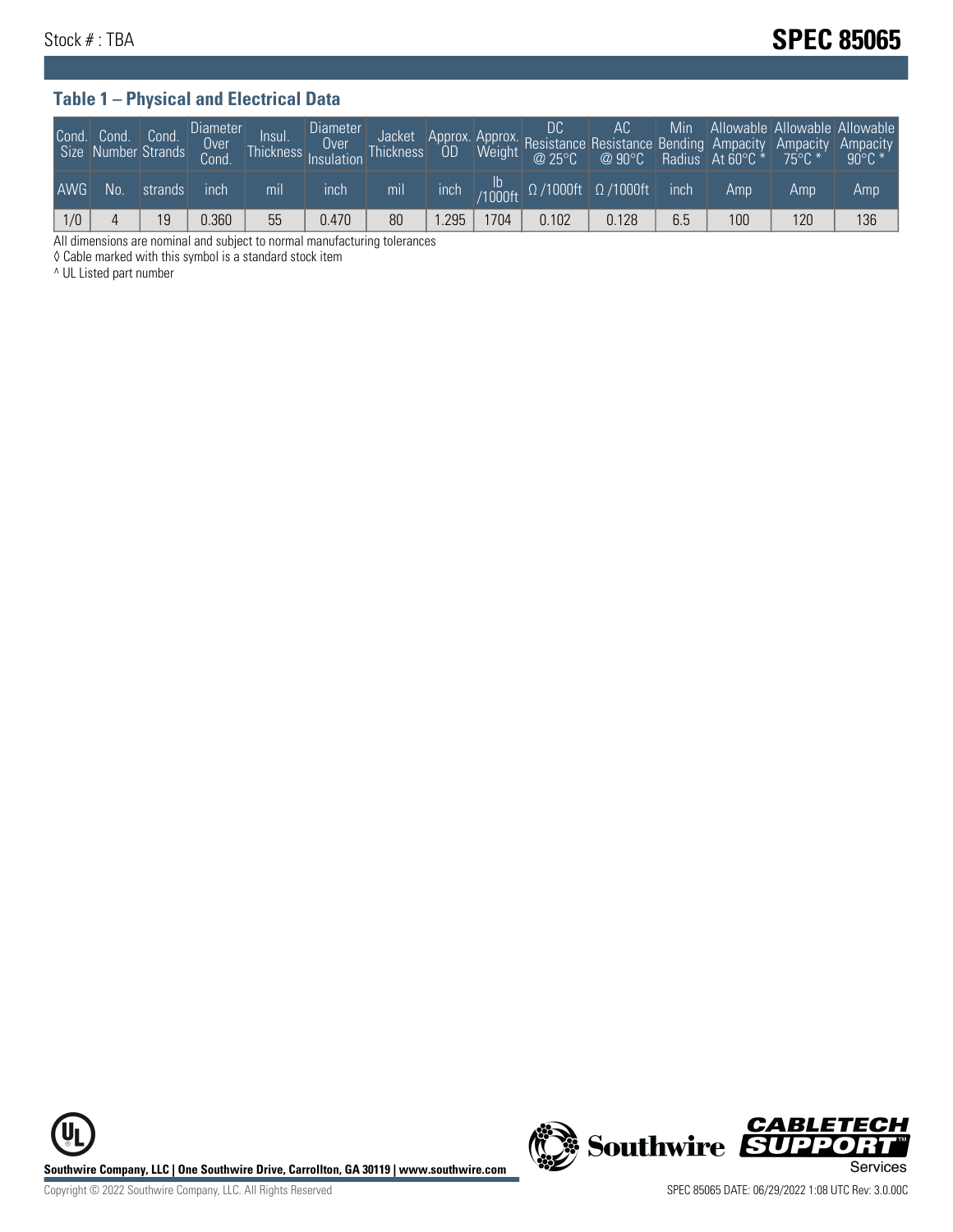### Table 1 – Physical and Electrical Data

| Cond. Size | Cond. Number | Cond. Strands | Diameter Over Cond. | Insul. Thickness | Diameter Over Insulation | Jacket Thickness | Approx. OD | Approx. Weight | DC Resistance @ 25°C | AC Resistance @ 90°C | Min Bending Radius | Allowable Ampacity At 60°C * | Allowable Ampacity 75°C * | Allowable Ampacity 90°C * |
|---|---|---|---|---|---|---|---|---|---|---|---|---|---|---|
| AWG | No. | strands | inch | mil | inch | mil | inch | lb /1000ft | Ω /1000ft | Ω /1000ft | inch | Amp | Amp | Amp |
| 1/0 | 4 | 19 | 0.360 | 55 | 0.470 | 80 | 1.295 | 1704 | 0.102 | 0.128 | 6.5 | 100 | 120 | 136 |

All dimensions are nominal and subject to normal manufacturing tolerances

◊ Cable marked with this symbol is a standard stock item

^ UL Listed part number

Southwire Company, LLC | One Southwire Drive, Carrollton, GA 30119 | www.southwire.com

Copyright © 2022 Southwire Company, LLC. All Rights Reserved

SPEC 85065 DATE: 06/29/2022 1:08 UTC Rev: 3.0.00C